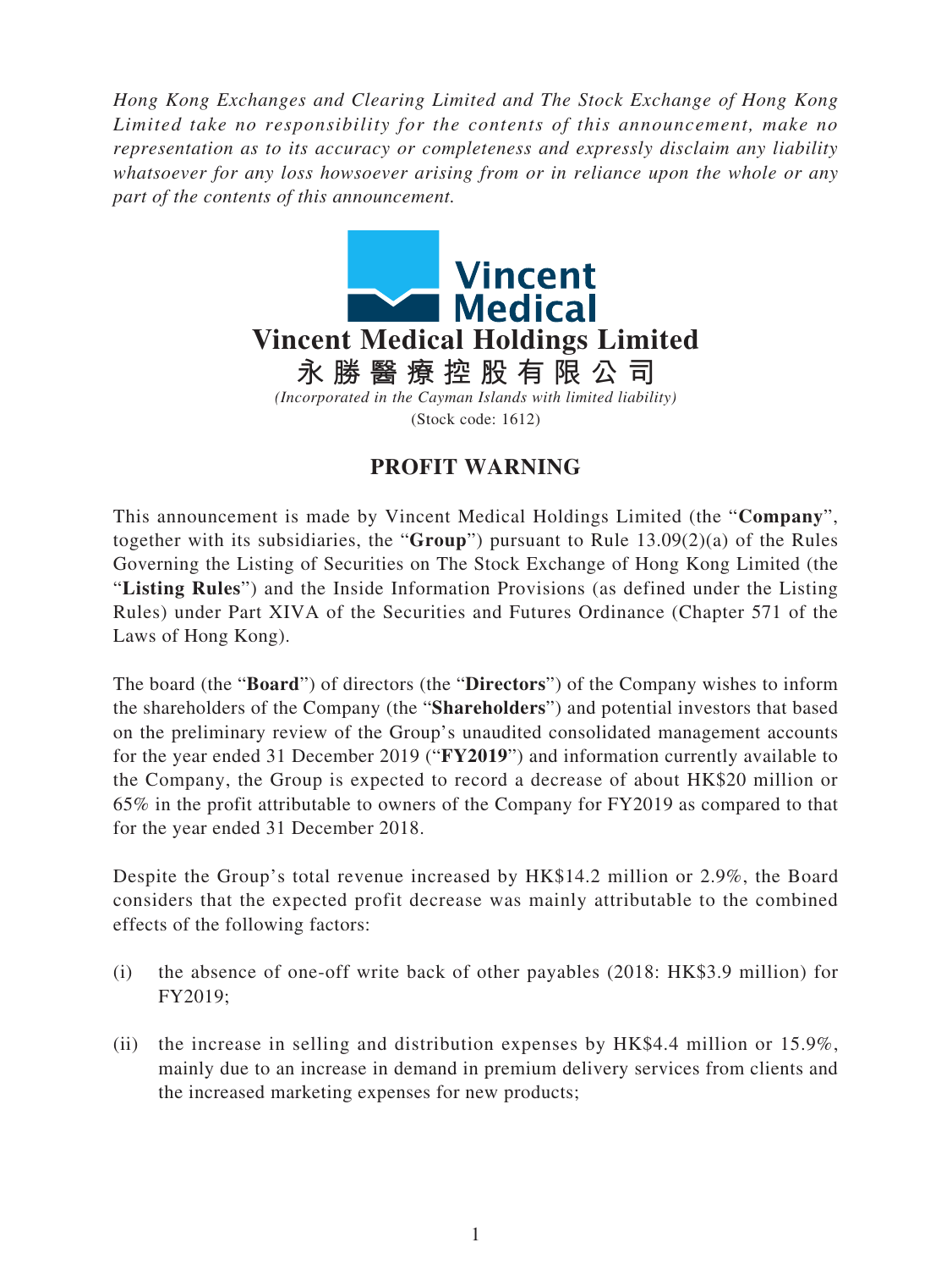*Hong Kong Exchanges and Clearing Limited and The Stock Exchange of Hong Kong Limited take no responsibility for the contents of this announcement, make no representation as to its accuracy or completeness and expressly disclaim any liability whatsoever for any loss howsoever arising from or in reliance upon the whole or any part of the contents of this announcement.*

Vincent Medical

# Vincent Medical Holdings Limited
# 永勝醫療控股有限公司

*(Incorporated in the Cayman Islands with limited liability)*
(Stock code: 1612)

## PROFIT WARNING

This announcement is made by Vincent Medical Holdings Limited (the "**Company**", together with its subsidiaries, the "**Group**") pursuant to Rule 13.09(2)(a) of the Rules Governing the Listing of Securities on The Stock Exchange of Hong Kong Limited (the "**Listing Rules**") and the Inside Information Provisions (as defined under the Listing Rules) under Part XIVA of the Securities and Futures Ordinance (Chapter 571 of the Laws of Hong Kong).

The board (the "**Board**") of directors (the "**Directors**") of the Company wishes to inform the shareholders of the Company (the "**Shareholders**") and potential investors that based on the preliminary review of the Group's unaudited consolidated management accounts for the year ended 31 December 2019 ("**FY2019**") and information currently available to the Company, the Group is expected to record a decrease of about HK$20 million or 65% in the profit attributable to owners of the Company for FY2019 as compared to that for the year ended 31 December 2018.

Despite the Group's total revenue increased by HK$14.2 million or 2.9%, the Board considers that the expected profit decrease was mainly attributable to the combined effects of the following factors:

(i) the absence of one-off write back of other payables (2018: HK$3.9 million) for FY2019;

(ii) the increase in selling and distribution expenses by HK$4.4 million or 15.9%, mainly due to an increase in demand in premium delivery services from clients and the increased marketing expenses for new products;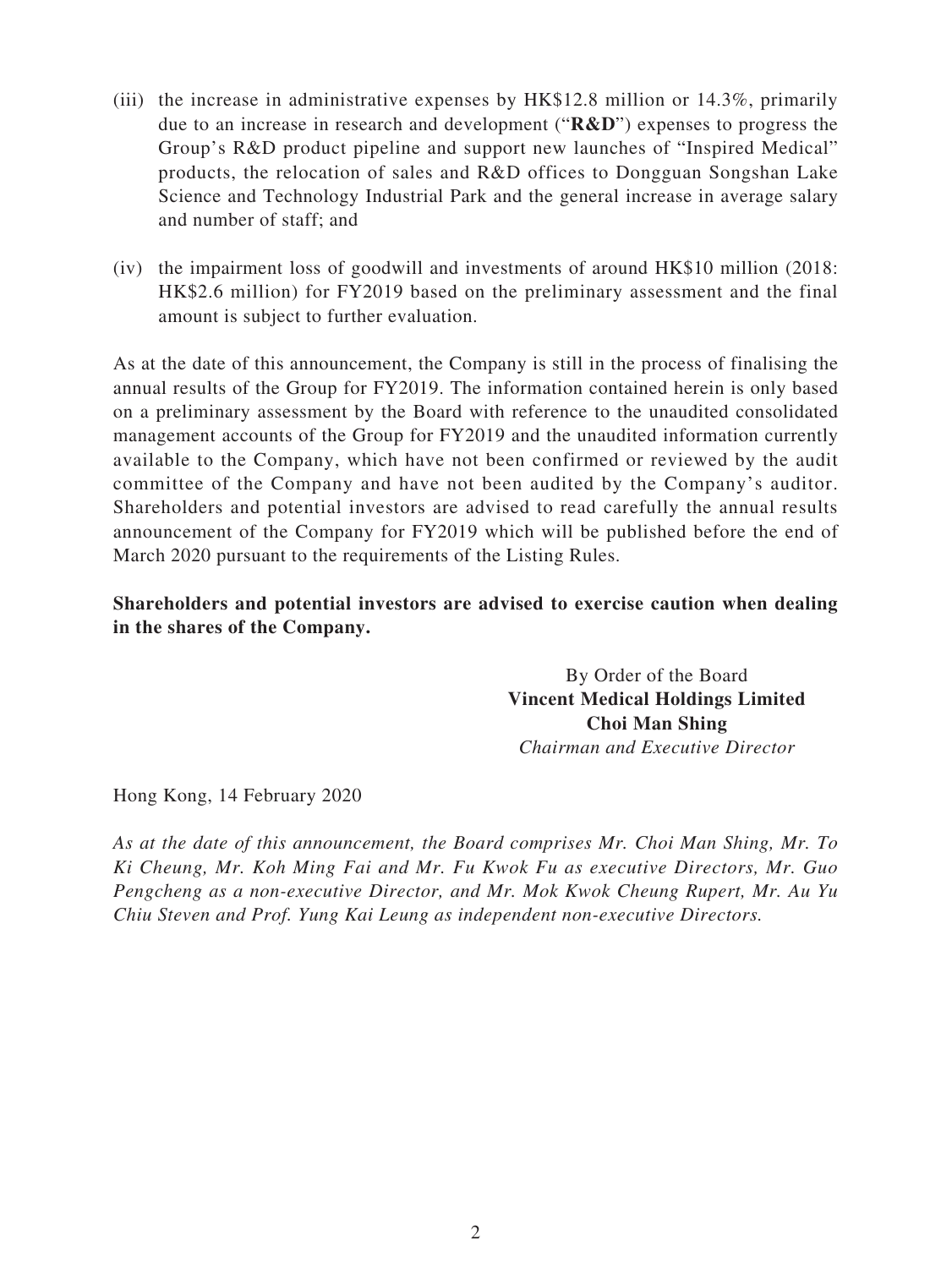(iii) the increase in administrative expenses by HK$12.8 million or 14.3%, primarily due to an increase in research and development ("**R&D**") expenses to progress the Group's R&D product pipeline and support new launches of "Inspired Medical" products, the relocation of sales and R&D offices to Dongguan Songshan Lake Science and Technology Industrial Park and the general increase in average salary and number of staff; and

(iv) the impairment loss of goodwill and investments of around HK$10 million (2018: HK$2.6 million) for FY2019 based on the preliminary assessment and the final amount is subject to further evaluation.

As at the date of this announcement, the Company is still in the process of finalising the annual results of the Group for FY2019. The information contained herein is only based on a preliminary assessment by the Board with reference to the unaudited consolidated management accounts of the Group for FY2019 and the unaudited information currently available to the Company, which have not been confirmed or reviewed by the audit committee of the Company and have not been audited by the Company's auditor. Shareholders and potential investors are advised to read carefully the annual results announcement of the Company for FY2019 which will be published before the end of March 2020 pursuant to the requirements of the Listing Rules.

**Shareholders and potential investors are advised to exercise caution when dealing in the shares of the Company.**

By Order of the Board
**Vincent Medical Holdings Limited**
**Choi Man Shing**
*Chairman and Executive Director*

Hong Kong, 14 February 2020

*As at the date of this announcement, the Board comprises Mr. Choi Man Shing, Mr. To Ki Cheung, Mr. Koh Ming Fai and Mr. Fu Kwok Fu as executive Directors, Mr. Guo Pengcheng as a non-executive Director, and Mr. Mok Kwok Cheung Rupert, Mr. Au Yu Chiu Steven and Prof. Yung Kai Leung as independent non-executive Directors.*